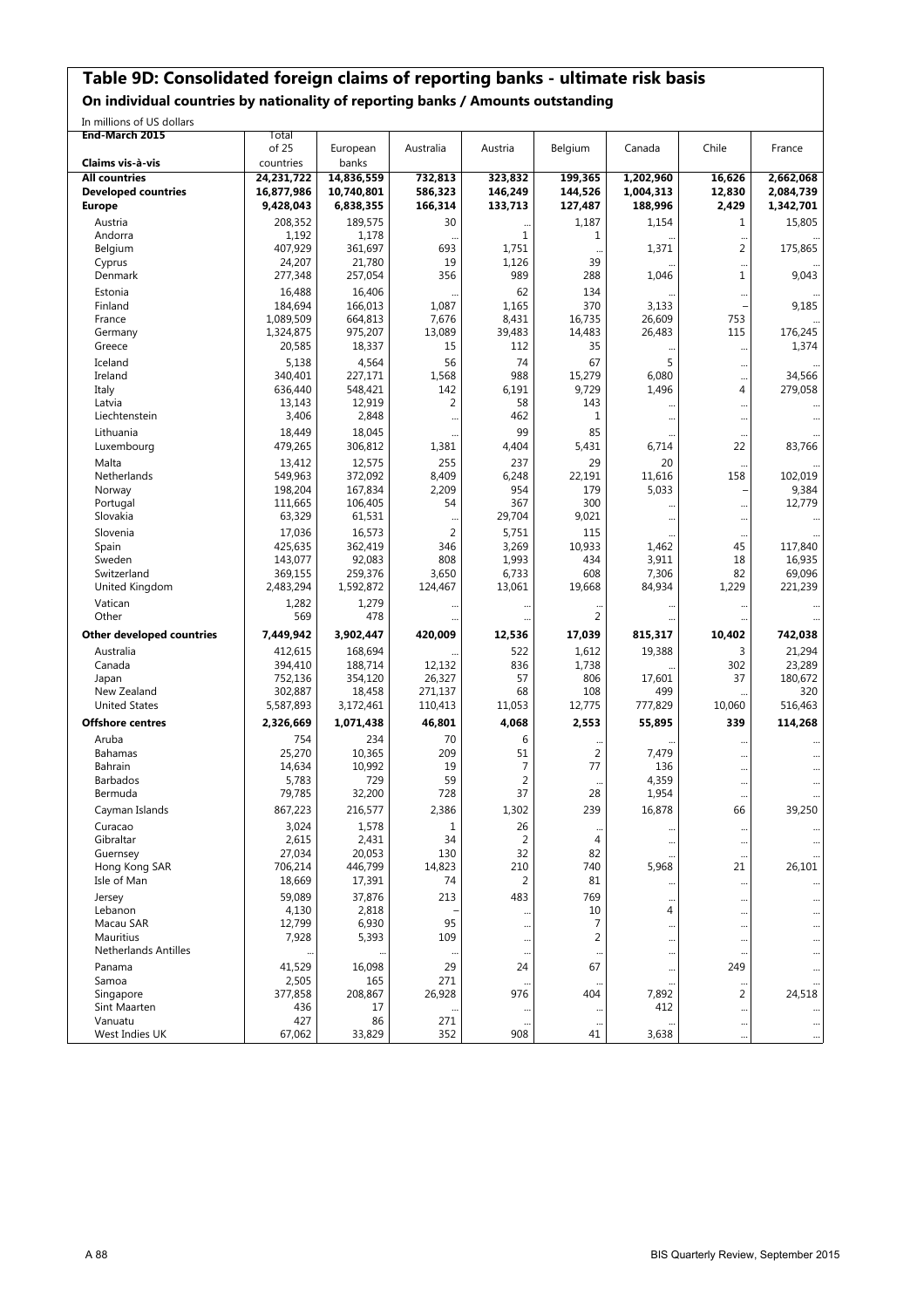# Table 9D: Consolidated foreign claims of reporting banks - ultimate risk basis

## On individual countries by nationality of reporting banks / Amounts outstanding

In millions of US dollars

| End-March 2015<br>Claims vis-à-vis | Total of 25 countries | European banks | Australia | Austria | Belgium | Canada | Chile | France |
|---|---|---|---|---|---|---|---|---|
| **All countries** | **24,231,722** | **14,836,559** | **732,813** | **323,832** | **199,365** | **1,202,960** | **16,626** | **2,662,068** |
| **Developed countries** | **16,877,986** | **10,740,801** | **586,323** | **146,249** | **144,526** | **1,004,313** | **12,830** | **2,084,739** |
| **Europe** | **9,428,043** | **6,838,355** | **166,314** | **133,713** | **127,487** | **188,996** | **2,429** | **1,342,701** |
| Austria | 208,352 | 189,575 | 30 | ... | 1,187 | 1,154 | 1 | 15,805 |
| Andorra | 1,192 | 1,178 | ... | 1 | 1 | ... | ... | ... |
| Belgium | 407,929 | 361,697 | 693 | 1,751 | ... | 1,371 | 2 | 175,865 |
| Cyprus | 24,207 | 21,780 | 19 | 1,126 | 39 | ... | ... | ... |
| Denmark | 277,348 | 257,054 | 356 | 989 | 288 | 1,046 | 1 | 9,043 |
| Estonia | 16,488 | 16,406 | ... | 62 | 134 | ... | ... | ... |
| Finland | 184,694 | 166,013 | 1,087 | 1,165 | 370 | 3,133 | – | 9,185 |
| France | 1,089,509 | 664,813 | 7,676 | 8,431 | 16,735 | 26,609 | 753 | ... |
| Germany | 1,324,875 | 975,207 | 13,089 | 39,483 | 14,483 | 26,483 | 115 | 176,245 |
| Greece | 20,585 | 18,337 | 15 | 112 | 35 | ... | ... | 1,374 |
| Iceland | 5,138 | 4,564 | 56 | 74 | 67 | 5 | ... | ... |
| Ireland | 340,401 | 227,171 | 1,568 | 988 | 15,279 | 6,080 | ... | 34,566 |
| Italy | 636,440 | 548,421 | 142 | 6,191 | 9,729 | 1,496 | 4 | 279,058 |
| Latvia | 13,143 | 12,919 | 2 | 58 | 143 | ... | ... | ... |
| Liechtenstein | 3,406 | 2,848 | ... | 462 | 1 | ... | ... | ... |
| Lithuania | 18,449 | 18,045 | ... | 99 | 85 | ... | ... | ... |
| Luxembourg | 479,265 | 306,812 | 1,381 | 4,404 | 5,431 | 6,714 | 22 | 83,766 |
| Malta | 13,412 | 12,575 | 255 | 237 | 29 | 20 | ... | ... |
| Netherlands | 549,963 | 372,092 | 8,409 | 6,248 | 22,191 | 11,616 | 158 | 102,019 |
| Norway | 198,204 | 167,834 | 2,209 | 954 | 179 | 5,033 | – | 9,384 |
| Portugal | 111,665 | 106,405 | 54 | 367 | 300 | ... | ... | 12,779 |
| Slovakia | 63,329 | 61,531 | ... | 29,704 | 9,021 | ... | ... | ... |
| Slovenia | 17,036 | 16,573 | 2 | 5,751 | 115 | ... | ... | ... |
| Spain | 425,635 | 362,419 | 346 | 3,269 | 10,933 | 1,462 | 45 | 117,840 |
| Sweden | 143,077 | 92,083 | 808 | 1,993 | 434 | 3,911 | 18 | 16,935 |
| Switzerland | 369,155 | 259,376 | 3,650 | 6,733 | 608 | 7,306 | 82 | 69,096 |
| United Kingdom | 2,483,294 | 1,592,872 | 124,467 | 13,061 | 19,668 | 84,934 | 1,229 | 221,239 |
| Vatican | 1,282 | 1,279 | ... | ... | ... | ... | ... | ... |
| Other | 569 | 478 | ... | ... | 2 | ... | ... | ... |
| **Other developed countries** | **7,449,942** | **3,902,447** | **420,009** | **12,536** | **17,039** | **815,317** | **10,402** | **742,038** |
| Australia | 412,615 | 168,694 | ... | 522 | 1,612 | 19,388 | 3 | 21,294 |
| Canada | 394,410 | 188,714 | 12,132 | 836 | 1,738 | ... | 302 | 23,289 |
| Japan | 752,136 | 354,120 | 26,327 | 57 | 806 | 17,601 | 37 | 180,672 |
| New Zealand | 302,887 | 18,458 | 271,137 | 68 | 108 | 499 | ... | 320 |
| United States | 5,587,893 | 3,172,461 | 110,413 | 11,053 | 12,775 | 777,829 | 10,060 | 516,463 |
| **Offshore centres** | **2,326,669** | **1,071,438** | **46,801** | **4,068** | **2,553** | **55,895** | **339** | **114,268** |
| Aruba | 754 | 234 | 70 | 6 | ... | ... | ... | ... |
| Bahamas | 25,270 | 10,365 | 209 | 51 | 2 | 7,479 | ... | ... |
| Bahrain | 14,634 | 10,992 | 19 | 7 | 77 | 136 | ... | ... |
| Barbados | 5,783 | 729 | 59 | 2 | ... | 4,359 | ... | ... |
| Bermuda | 79,785 | 32,200 | 728 | 37 | 28 | 1,954 | ... | ... |
| Cayman Islands | 867,223 | 216,577 | 2,386 | 1,302 | 239 | 16,878 | 66 | 39,250 |
| Curacao | 3,024 | 1,578 | 1 | 26 | ... | ... | ... | ... |
| Gibraltar | 2,615 | 2,431 | 34 | 2 | 4 | ... | ... | ... |
| Guernsey | 27,034 | 20,053 | 130 | 32 | 82 | ... | ... | ... |
| Hong Kong SAR | 706,214 | 446,799 | 14,823 | 210 | 740 | 5,968 | 21 | 26,101 |
| Isle of Man | 18,669 | 17,391 | 74 | 2 | 81 | ... | ... | ... |
| Jersey | 59,089 | 37,876 | 213 | 483 | 769 | ... | ... | ... |
| Lebanon | 4,130 | 2,818 | – | ... | 10 | 4 | ... | ... |
| Macau SAR | 12,799 | 6,930 | 95 | ... | 7 | ... | ... | ... |
| Mauritius | 7,928 | 5,393 | 109 | ... | 2 | ... | ... | ... |
| Netherlands Antilles | ... | ... | ... | ... | ... | ... | ... | ... |
| Panama | 41,529 | 16,098 | 29 | 24 | 67 | ... | 249 | ... |
| Samoa | 2,505 | 165 | 271 | ... | ... | ... | ... | ... |
| Singapore | 377,858 | 208,867 | 26,928 | 976 | 404 | 7,892 | 2 | 24,518 |
| Sint Maarten | 436 | 17 | ... | ... | ... | 412 | ... | ... |
| Vanuatu | 427 | 86 | 271 | ... | ... | ... | ... | ... |
| West Indies UK | 67,062 | 33,829 | 352 | 908 | 41 | 3,638 | ... | ... |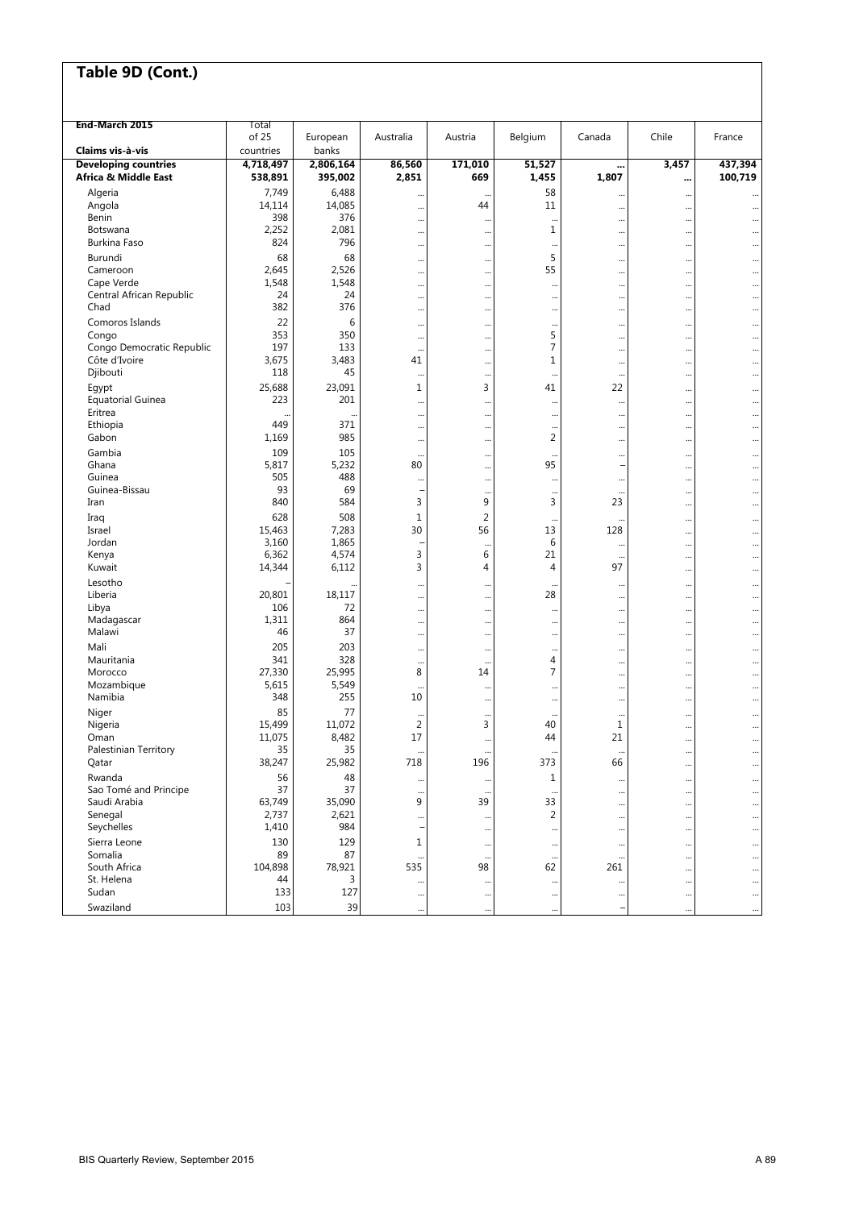## Table 9D (Cont.)

| End-March 2015<br>Claims vis-à-vis | Total of 25 countries | European banks | Australia | Austria | Belgium | Canada | Chile | France |
|---|---|---|---|---|---|---|---|---|
| **Developing countries** | **4,718,497** | **2,806,164** | **86,560** | **171,010** | **51,527** | **...** | **3,457** | **437,394** |
| **Africa & Middle East** | **538,891** | **395,002** | **2,851** | **669** | **1,455** | **1,807** | **...** | **100,719** |
| Algeria | 7,749 | 6,488 | ... | ... | 58 | ... | ... | ... |
| Angola | 14,114 | 14,085 | ... | 44 | 11 | ... | ... | ... |
| Benin | 398 | 376 | ... | ... | ... | ... | ... | ... |
| Botswana | 2,252 | 2,081 | ... | ... | 1 | ... | ... | ... |
| Burkina Faso | 824 | 796 | ... | ... | ... | ... | ... | ... |
| Burundi | 68 | 68 | ... | ... | 5 | ... | ... | ... |
| Cameroon | 2,645 | 2,526 | ... | ... | 55 | ... | ... | ... |
| Cape Verde | 1,548 | 1,548 | ... | ... | ... | ... | ... | ... |
| Central African Republic | 24 | 24 | ... | ... | ... | ... | ... | ... |
| Chad | 382 | 376 | ... | ... | ... | ... | ... | ... |
| Comoros Islands | 22 | 6 | ... | ... | ... | ... | ... | ... |
| Congo | 353 | 350 | ... | ... | 5 | ... | ... | ... |
| Congo Democratic Republic | 197 | 133 | ... | ... | 7 | ... | ... | ... |
| Côte d'Ivoire | 3,675 | 3,483 | 41 | ... | 1 | ... | ... | ... |
| Djibouti | 118 | 45 | ... | ... | ... | ... | ... | ... |
| Egypt | 25,688 | 23,091 | 1 | 3 | 41 | 22 | ... | ... |
| Equatorial Guinea | 223 | 201 | ... | ... | ... | ... | ... | ... |
| Eritrea | ... | ... | ... | ... | ... | ... | ... | ... |
| Ethiopia | 449 | 371 | ... | ... | ... | ... | ... | ... |
| Gabon | 1,169 | 985 | ... | ... | 2 | ... | ... | ... |
| Gambia | 109 | 105 | ... | ... | ... | ... | ... | ... |
| Ghana | 5,817 | 5,232 | 80 | ... | 95 | – | ... | ... |
| Guinea | 505 | 488 | ... | ... | ... | ... | ... | ... |
| Guinea-Bissau | 93 | 69 | – | ... | ... | ... | ... | ... |
| Iran | 840 | 584 | 3 | 9 | 3 | 23 | ... | ... |
| Iraq | 628 | 508 | 1 | 2 | ... | ... | ... | ... |
| Israel | 15,463 | 7,283 | 30 | 56 | 13 | 128 | ... | ... |
| Jordan | 3,160 | 1,865 | – | ... | 6 | ... | ... | ... |
| Kenya | 6,362 | 4,574 | 3 | 6 | 21 | ... | ... | ... |
| Kuwait | 14,344 | 6,112 | 3 | 4 | 4 | 97 | ... | ... |
| Lesotho | – | ... | ... | ... | ... | ... | ... | ... |
| Liberia | 20,801 | 18,117 | ... | ... | 28 | ... | ... | ... |
| Libya | 106 | 72 | ... | ... | ... | ... | ... | ... |
| Madagascar | 1,311 | 864 | ... | ... | ... | ... | ... | ... |
| Malawi | 46 | 37 | ... | ... | ... | ... | ... | ... |
| Mali | 205 | 203 | ... | ... | ... | ... | ... | ... |
| Mauritania | 341 | 328 | ... | ... | 4 | ... | ... | ... |
| Morocco | 27,330 | 25,995 | 8 | 14 | 7 | ... | ... | ... |
| Mozambique | 5,615 | 5,549 | ... | ... | ... | ... | ... | ... |
| Namibia | 348 | 255 | 10 | ... | ... | ... | ... | ... |
| Niger | 85 | 77 | ... | ... | ... | ... | ... | ... |
| Nigeria | 15,499 | 11,072 | 2 | 3 | 40 | 1 | ... | ... |
| Oman | 11,075 | 8,482 | 17 | ... | 44 | 21 | ... | ... |
| Palestinian Territory | 35 | 35 | ... | ... | ... | ... | ... | ... |
| Qatar | 38,247 | 25,982 | 718 | 196 | 373 | 66 | ... | ... |
| Rwanda | 56 | 48 | ... | ... | 1 | ... | ... | ... |
| Sao Tomé and Principe | 37 | 37 | ... | ... | ... | ... | ... | ... |
| Saudi Arabia | 63,749 | 35,090 | 9 | 39 | 33 | ... | ... | ... |
| Senegal | 2,737 | 2,621 | ... | ... | 2 | ... | ... | ... |
| Seychelles | 1,410 | 984 | – | ... | ... | ... | ... | ... |
| Sierra Leone | 130 | 129 | 1 | ... | ... | ... | ... | ... |
| Somalia | 89 | 87 | ... | ... | ... | ... | ... | ... |
| South Africa | 104,898 | 78,921 | 535 | 98 | 62 | 261 | ... | ... |
| St. Helena | 44 | 3 | ... | ... | ... | ... | ... | ... |
| Sudan | 133 | 127 | ... | ... | ... | ... | ... | ... |
| Swaziland | 103 | 39 | ... | ... | ... | – | ... | ... |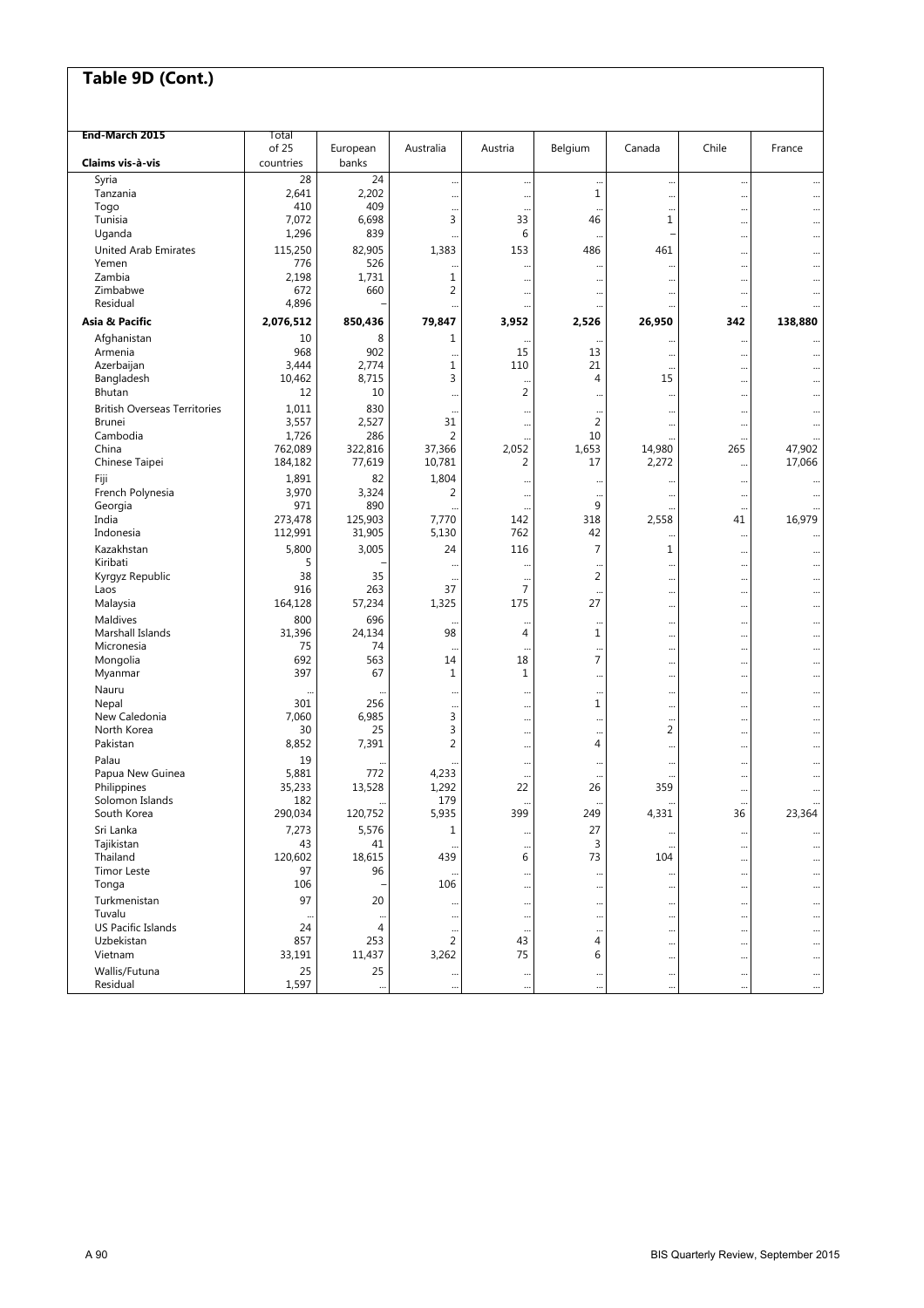## Table 9D (Cont.)

| End-March 2015<br>Claims vis-à-vis | Total of 25 countries | European banks | Australia | Austria | Belgium | Canada | Chile | France |
|---|---|---|---|---|---|---|---|---|
| Syria | 28 | 24 | … | … | … | … | … | … |
| Tanzania | 2,641 | 2,202 | … | … | 1 | … | … | … |
| Togo | 410 | 409 | … | … | … | … | … | … |
| Tunisia | 7,072 | 6,698 | 3 | 33 | 46 | 1 | … | … |
| Uganda | 1,296 | 839 | … | 6 | … | – | … | … |
| United Arab Emirates | 115,250 | 82,905 | 1,383 | 153 | 486 | 461 | … | … |
| Yemen | 776 | 526 | … | … | … | … | … | … |
| Zambia | 2,198 | 1,731 | 1 | … | … | … | … | … |
| Zimbabwe | 672 | 660 | 2 | … | … | … | … | … |
| Residual | 4,896 | – | … | … | … | … | … | … |
| **Asia & Pacific** | **2,076,512** | **850,436** | **79,847** | **3,952** | **2,526** | **26,950** | **342** | **138,880** |
| Afghanistan | 10 | 8 | 1 | … | … | … | … | … |
| Armenia | 968 | 902 | … | 15 | 13 | … | … | … |
| Azerbaijan | 3,444 | 2,774 | 1 | 110 | 21 | … | … | … |
| Bangladesh | 10,462 | 8,715 | 3 | … | 4 | 15 | … | … |
| Bhutan | 12 | 10 | … | 2 | … | … | … | … |
| British Overseas Territories | 1,011 | 830 | … | … | … | … | … | … |
| Brunei | 3,557 | 2,527 | 31 | … | 2 | … | … | … |
| Cambodia | 1,726 | 286 | 2 | … | 10 | … | … | … |
| China | 762,089 | 322,816 | 37,366 | 2,052 | 1,653 | 14,980 | 265 | 47,902 |
| Chinese Taipei | 184,182 | 77,619 | 10,781 | 2 | 17 | 2,272 | … | 17,066 |
| Fiji | 1,891 | 82 | 1,804 | … | … | … | … | … |
| French Polynesia | 3,970 | 3,324 | 2 | … | … | … | … | … |
| Georgia | 971 | 890 | … | … | 9 | … | … | … |
| India | 273,478 | 125,903 | 7,770 | 142 | 318 | 2,558 | 41 | 16,979 |
| Indonesia | 112,991 | 31,905 | 5,130 | 762 | 42 | … | … | … |
| Kazakhstan | 5,800 | 3,005 | 24 | 116 | 7 | 1 | … | … |
| Kiribati | 5 | – | … | … | … | … | … | … |
| Kyrgyz Republic | 38 | 35 | … | … | 2 | … | … | … |
| Laos | 916 | 263 | 37 | 7 | … | … | … | … |
| Malaysia | 164,128 | 57,234 | 1,325 | 175 | 27 | … | … | … |
| Maldives | 800 | 696 | … | … | … | … | … | … |
| Marshall Islands | 31,396 | 24,134 | 98 | 4 | 1 | … | … | … |
| Micronesia | 75 | 74 | … | … | … | … | … | … |
| Mongolia | 692 | 563 | 14 | 18 | 7 | … | … | … |
| Myanmar | 397 | 67 | 1 | 1 | … | … | … | … |
| Nauru | … | … | … | … | … | … | … | … |
| Nepal | 301 | 256 | … | … | 1 | … | … | … |
| New Caledonia | 7,060 | 6,985 | 3 | … | … | … | … | … |
| North Korea | 30 | 25 | 3 | … | … | 2 | … | … |
| Pakistan | 8,852 | 7,391 | 2 | … | 4 | … | … | … |
| Palau | 19 | … | … | … | … | … | … | … |
| Papua New Guinea | 5,881 | 772 | 4,233 | … | … | … | … | … |
| Philippines | 35,233 | 13,528 | 1,292 | 22 | 26 | 359 | … | … |
| Solomon Islands | 182 | … | 179 | … | … | … | … | … |
| South Korea | 290,034 | 120,752 | 5,935 | 399 | 249 | 4,331 | 36 | 23,364 |
| Sri Lanka | 7,273 | 5,576 | 1 | … | 27 | … | … | … |
| Tajikistan | 43 | 41 | … | … | 3 | … | … | … |
| Thailand | 120,602 | 18,615 | 439 | 6 | 73 | 104 | … | … |
| Timor Leste | 97 | 96 | … | … | … | … | … | … |
| Tonga | 106 | – | 106 | … | … | … | … | … |
| Turkmenistan | 97 | 20 | … | … | … | … | … | … |
| Tuvalu | … | … | … | … | … | … | … | … |
| US Pacific Islands | 24 | 4 | … | … | … | … | … | … |
| Uzbekistan | 857 | 253 | 2 | 43 | 4 | … | … | … |
| Vietnam | 33,191 | 11,437 | 3,262 | 75 | 6 | … | … | … |
| Wallis/Futuna | 25 | 25 | … | … | … | … | … | … |
| Residual | 1,597 | … | … | … | … | … | … | … |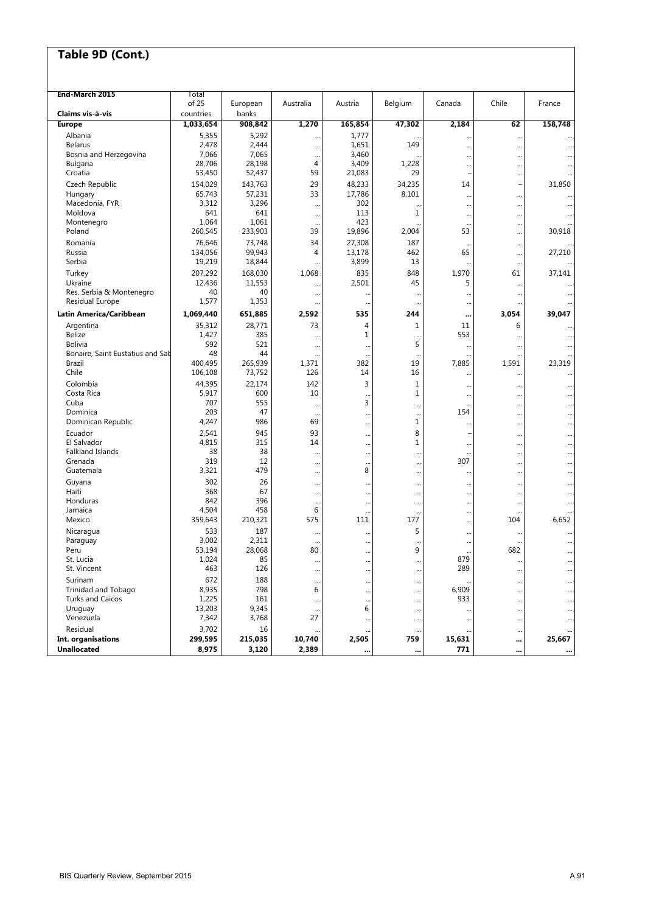## Table 9D (Cont.)

| End-March 2015<br>Claims vis-à-vis | Total of 25 countries | European banks | Australia | Austria | Belgium | Canada | Chile | France |
|---|---|---|---|---|---|---|---|---|
| **Europe** | **1,033,654** | **908,842** | **1,270** | **165,854** | **47,302** | **2,184** | **62** | **158,748** |
| Albania | 5,355 | 5,292 | ... | 1,777 | ... | ... | ... | ... |
| Belarus | 2,478 | 2,444 | ... | 1,651 | 149 | ... | ... | ... |
| Bosnia and Herzegovina | 7,066 | 7,065 | ... | 3,460 | ... | ... | ... | ... |
| Bulgaria | 28,706 | 28,198 | 4 | 3,409 | 1,228 | ... | ... | ... |
| Croatia | 53,450 | 52,437 | 59 | 21,083 | 29 | – | ... | ... |
| Czech Republic | 154,029 | 143,763 | 29 | 48,233 | 34,235 | 14 | – | 31,850 |
| Hungary | 65,743 | 57,231 | 33 | 17,786 | 8,101 | ... | ... | ... |
| Macedonia, FYR | 3,312 | 3,296 | ... | 302 | ... | ... | ... | ... |
| Moldova | 641 | 641 | ... | 113 | 1 | ... | ... | ... |
| Montenegro | 1,064 | 1,061 | ... | 423 | ... | ... | ... | ... |
| Poland | 260,545 | 233,903 | 39 | 19,896 | 2,004 | 53 | ... | 30,918 |
| Romania | 76,646 | 73,748 | 34 | 27,308 | 187 | ... | ... | ... |
| Russia | 134,056 | 99,943 | 4 | 13,178 | 462 | 65 | ... | 27,210 |
| Serbia | 19,219 | 18,844 | ... | 3,899 | 13 | ... | ... | ... |
| Turkey | 207,292 | 168,030 | 1,068 | 835 | 848 | 1,970 | 61 | 37,141 |
| Ukraine | 12,436 | 11,553 | ... | 2,501 | 45 | 5 | ... | ... |
| Res. Serbia & Montenegro | 40 | 40 | ... | ... | ... | ... | ... | ... |
| Residual Europe | 1,577 | 1,353 | ... | ... | ... | ... | ... | ... |
| **Latin America/Caribbean** | **1,069,440** | **651,885** | **2,592** | **535** | **244** | **...** | **3,054** | **39,047** |
| Argentina | 35,312 | 28,771 | 73 | 4 | 1 | 11 | 6 | ... |
| Belize | 1,427 | 385 | ... | 1 | ... | 553 | ... | ... |
| Bolivia | 592 | 521 | ... | ... | 5 | ... | ... | ... |
| Bonaire, Saint Eustatius and Sab | 48 | 44 | ... | ... | ... | ... | ... | ... |
| Brazil | 400,495 | 265,939 | 1,371 | 382 | 19 | 7,885 | 1,591 | 23,319 |
| Chile | 106,108 | 73,752 | 126 | 14 | 16 | ... | ... | ... |
| Colombia | 44,395 | 22,174 | 142 | 3 | 1 | ... | ... | ... |
| Costa Rica | 5,917 | 600 | 10 | ... | 1 | ... | ... | ... |
| Cuba | 707 | 555 | ... | 3 | ... | ... | ... | ... |
| Dominica | 203 | 47 | ... | ... | ... | 154 | ... | ... |
| Dominican Republic | 4,247 | 986 | 69 | ... | 1 | ... | ... | ... |
| Ecuador | 2,541 | 945 | 93 | ... | 8 | – | ... | ... |
| El Salvador | 4,815 | 315 | 14 | ... | 1 | ... | ... | ... |
| Falkland Islands | 38 | 38 | ... | ... | ... | ... | ... | ... |
| Grenada | 319 | 12 | ... | ... | ... | 307 | ... | ... |
| Guatemala | 3,321 | 479 | ... | 8 | ... | ... | ... | ... |
| Guyana | 302 | 26 | ... | ... | ... | ... | ... | ... |
| Haiti | 368 | 67 | ... | ... | ... | ... | ... | ... |
| Honduras | 842 | 396 | ... | ... | ... | ... | ... | ... |
| Jamaica | 4,504 | 458 | 6 | ... | ... | ... | ... | ... |
| Mexico | 359,643 | 210,321 | 575 | 111 | 177 | ... | 104 | 6,652 |
| Nicaragua | 533 | 187 | ... | ... | 5 | ... | ... | ... |
| Paraguay | 3,002 | 2,311 | ... | ... | ... | ... | ... | ... |
| Peru | 53,194 | 28,068 | 80 | ... | 9 | ... | 682 | ... |
| St. Lucia | 1,024 | 85 | ... | ... | ... | 879 | ... | ... |
| St. Vincent | 463 | 126 | ... | ... | ... | 289 | ... | ... |
| Surinam | 672 | 188 | ... | ... | ... | ... | ... | ... |
| Trinidad and Tobago | 8,935 | 798 | 6 | ... | ... | 6,909 | ... | ... |
| Turks and Caicos | 1,225 | 161 | ... | ... | ... | 933 | ... | ... |
| Uruguay | 13,203 | 9,345 | ... | 6 | ... | ... | ... | ... |
| Venezuela | 7,342 | 3,768 | 27 | ... | ... | ... | ... | ... |
| Residual | 3,702 | 16 | ... | ... | ... | ... | ... | ... |
| **Int. organisations** | **299,595** | **215,035** | **10,740** | **2,505** | **759** | **15,631** | **...** | **25,667** |
| **Unallocated** | **8,975** | **3,120** | **2,389** | **...** | **...** | **771** | **...** | **...** |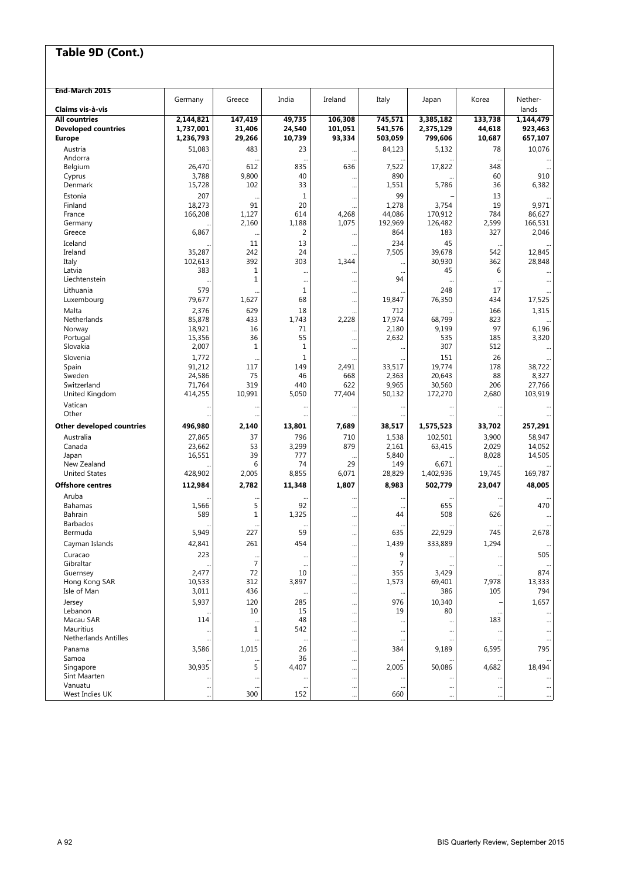## Table 9D (Cont.)

| End-March 2015<br>Claims vis-à-vis | Germany | Greece | India | Ireland | Italy | Japan | Korea | Nether-lands |
|---|---|---|---|---|---|---|---|---|
| **All countries** | **2,144,821** | **147,419** | **49,735** | **106,308** | **745,571** | **3,385,182** | **133,738** | **1,144,479** |
| **Developed countries** | **1,737,001** | **31,406** | **24,540** | **101,051** | **541,576** | **2,375,129** | **44,618** | **923,463** |
| **Europe** | **1,236,793** | **29,266** | **10,739** | **93,334** | **503,059** | **799,606** | **10,687** | **657,107** |
| Austria | 51,083 | 483 | 23 | ... | 84,123 | 5,132 | 78 | 10,076 |
| Andorra | ... | ... | ... | ... | ... | ... | ... | ... |
| Belgium | 26,470 | 612 | 835 | 636 | 7,522 | 17,822 | 348 | ... |
| Cyprus | 3,788 | 9,800 | 40 | ... | 890 | ... | 60 | 910 |
| Denmark | 15,728 | 102 | 33 | ... | 1,551 | 5,786 | 36 | 6,382 |
| Estonia | 207 | ... | 1 | ... | 99 | – | 13 | ... |
| Finland | 18,273 | 91 | 20 | ... | 1,278 | 3,754 | 19 | 9,971 |
| France | 166,208 | 1,127 | 614 | 4,268 | 44,086 | 170,912 | 784 | 86,627 |
| Germany | ... | 2,160 | 1,188 | 1,075 | 192,969 | 126,482 | 2,599 | 166,531 |
| Greece | 6,867 | ... | 2 | ... | 864 | 183 | 327 | 2,046 |
| Iceland | ... | 11 | 13 | ... | 234 | 45 | ... | ... |
| Ireland | 35,287 | 242 | 24 | ... | 7,505 | 39,678 | 542 | 12,845 |
| Italy | 102,613 | 392 | 303 | 1,344 | ... | 30,930 | 362 | 28,848 |
| Latvia | 383 | 1 | ... | ... | ... | 45 | 6 | ... |
| Liechtenstein | ... | 1 | ... | ... | 94 | ... | ... | ... |
| Lithuania | 579 | ... | 1 | ... | ... | 248 | 17 | ... |
| Luxembourg | 79,677 | 1,627 | 68 | ... | 19,847 | 76,350 | 434 | 17,525 |
| Malta | 2,376 | 629 | 18 | ... | 712 | ... | 166 | 1,315 |
| Netherlands | 85,878 | 433 | 1,743 | 2,228 | 17,974 | 68,799 | 823 | ... |
| Norway | 18,921 | 16 | 71 | ... | 2,180 | 9,199 | 97 | 6,196 |
| Portugal | 15,356 | 36 | 55 | ... | 2,632 | 535 | 185 | 3,320 |
| Slovakia | 2,007 | 1 | 1 | ... | ... | 307 | 512 | ... |
| Slovenia | 1,772 | ... | 1 | ... | ... | 151 | 26 | ... |
| Spain | 91,212 | 117 | 149 | 2,491 | 33,517 | 19,774 | 178 | 38,722 |
| Sweden | 24,586 | 75 | 46 | 668 | 2,363 | 20,643 | 88 | 8,327 |
| Switzerland | 71,764 | 319 | 440 | 622 | 9,965 | 30,560 | 206 | 27,766 |
| United Kingdom | 414,255 | 10,991 | 5,050 | 77,404 | 50,132 | 172,270 | 2,680 | 103,919 |
| Vatican | ... | ... | ... | ... | ... | ... | ... | ... |
| Other | ... | ... | ... | ... | ... | ... | ... | ... |
| **Other developed countries** | **496,980** | **2,140** | **13,801** | **7,689** | **38,517** | **1,575,523** | **33,702** | **257,291** |
| Australia | 27,865 | 37 | 796 | 710 | 1,538 | 102,501 | 3,900 | 58,947 |
| Canada | 23,662 | 53 | 3,299 | 879 | 2,161 | 63,415 | 2,029 | 14,052 |
| Japan | 16,551 | 39 | 777 | ... | 5,840 | ... | 8,028 | 14,505 |
| New Zealand | ... | 6 | 74 | 29 | 149 | 6,671 | ... | ... |
| United States | 428,902 | 2,005 | 8,855 | 6,071 | 28,829 | 1,402,936 | 19,745 | 169,787 |
| **Offshore centres** | **112,984** | **2,782** | **11,348** | **1,807** | **8,983** | **502,779** | **23,047** | **48,005** |
| Aruba | ... | ... | ... | ... | ... | ... | ... | ... |
| Bahamas | 1,566 | 5 | 92 | ... | ... | 655 | – | 470 |
| Bahrain | 589 | 1 | 1,325 | ... | 44 | 508 | 626 | ... |
| Barbados | ... | ... | ... | ... | ... | ... | ... | ... |
| Bermuda | 5,949 | 227 | 59 | ... | 635 | 22,929 | 745 | 2,678 |
| Cayman Islands | 42,841 | 261 | 454 | ... | 1,439 | 333,889 | 1,294 | ... |
| Curacao | 223 | ... | ... | ... | 9 | ... | ... | 505 |
| Gibraltar | ... | 7 | ... | ... | 7 | ... | ... | ... |
| Guernsey | 2,477 | 72 | 10 | ... | 355 | 3,429 | ... | 874 |
| Hong Kong SAR | 10,533 | 312 | 3,897 | ... | 1,573 | 69,401 | 7,978 | 13,333 |
| Isle of Man | 3,011 | 436 | ... | ... | ... | 386 | 105 | 794 |
| Jersey | 5,937 | 120 | 285 | ... | 976 | 10,340 | – | 1,657 |
| Lebanon | ... | 10 | 15 | ... | 19 | 80 | ... | ... |
| Macau SAR | 114 | ... | 48 | ... | ... | ... | 183 | ... |
| Mauritius | ... | 1 | 542 | ... | ... | ... | ... | ... |
| Netherlands Antilles | ... | ... | ... | ... | ... | ... | ... | ... |
| Panama | 3,586 | 1,015 | 26 | ... | 384 | 9,189 | 6,595 | 795 |
| Samoa | ... | ... | 36 | ... | ... | ... | ... | ... |
| Singapore | 30,935 | 5 | 4,407 | ... | 2,005 | 50,086 | 4,682 | 18,494 |
| Sint Maarten | ... | ... | ... | ... | ... | ... | ... | ... |
| Vanuatu | ... | ... | ... | ... | ... | ... | ... | ... |
| West Indies UK | ... | 300 | 152 | ... | 660 | ... | ... | ... |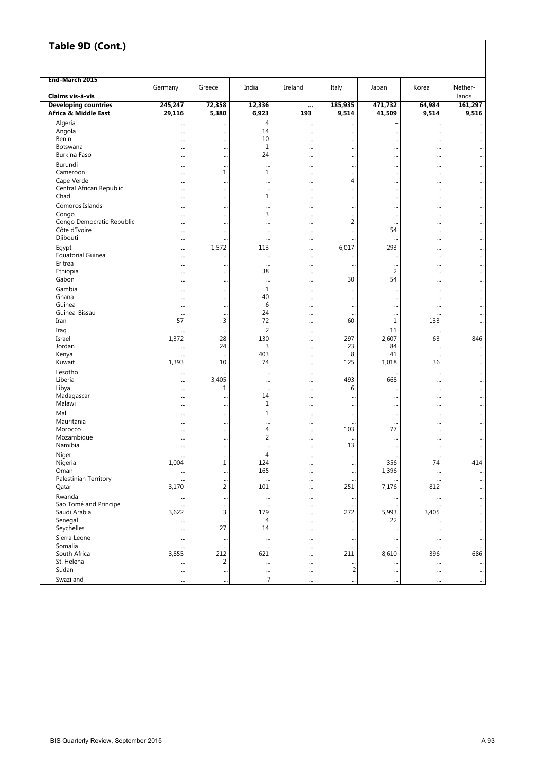# Table 9D (Cont.)

| End-March 2015<br>Claims vis-à-vis | Germany | Greece | India | Ireland | Italy | Japan | Korea | Nether-lands |
|---|---|---|---|---|---|---|---|---|
| **Developing countries** | **245,247** | **72,358** | **12,336** | **...** | **185,935** | **471,732** | **64,984** | **161,297** |
| **Africa & Middle East** | **29,116** | **5,380** | **6,923** | **193** | **9,514** | **41,509** | **9,514** | **9,516** |
| Algeria | ... | ... | 4 | ... | ... | – | ... | ... |
| Angola | ... | ... | 14 | ... | ... | ... | ... | ... |
| Benin | ... | ... | 10 | ... | ... | ... | ... | ... |
| Botswana | ... | ... | 1 | ... | ... | ... | ... | ... |
| Burkina Faso | ... | ... | 24 | ... | ... | ... | ... | ... |
| Burundi | ... | ... | ... | ... | ... | ... | ... | ... |
| Cameroon | ... | 1 | 1 | ... | ... | ... | ... | ... |
| Cape Verde | ... | ... | ... | ... | 4 | ... | ... | ... |
| Central African Republic | ... | ... | ... | ... | ... | ... | ... | ... |
| Chad | ... | ... | 1 | ... | ... | ... | ... | ... |
| Comoros Islands | ... | ... | ... | ... | ... | ... | ... | ... |
| Congo | ... | ... | 3 | ... | ... | ... | ... | ... |
| Congo Democratic Republic | ... | ... | ... | ... | 2 | ... | ... | ... |
| Côte d'Ivoire | ... | ... | ... | ... | ... | 54 | ... | ... |
| Djibouti | ... | ... | ... | ... | ... | ... | ... | ... |
| Egypt | ... | 1,572 | 113 | ... | 6,017 | 293 | ... | ... |
| Equatorial Guinea | ... | ... | ... | ... | ... | ... | ... | ... |
| Eritrea | ... | ... | ... | ... | ... | ... | ... | ... |
| Ethiopia | ... | ... | 38 | ... | ... | 2 | ... | ... |
| Gabon | ... | ... | ... | ... | 30 | 54 | ... | ... |
| Gambia | ... | ... | 1 | ... | ... | ... | ... | ... |
| Ghana | ... | ... | 40 | ... | ... | ... | ... | ... |
| Guinea | ... | ... | 6 | ... | ... | ... | ... | ... |
| Guinea-Bissau | ... | ... | 24 | ... | ... | ... | ... | ... |
| Iran | 57 | 3 | 72 | ... | 60 | 1 | 133 | ... |
| Iraq | ... | ... | 2 | ... | ... | 11 | ... | ... |
| Israel | 1,372 | 28 | 130 | ... | 297 | 2,607 | 63 | 846 |
| Jordan | ... | 24 | 3 | ... | 23 | 84 | ... | ... |
| Kenya | ... | ... | 403 | ... | 8 | 41 | ... | ... |
| Kuwait | 1,393 | 10 | 74 | ... | 125 | 1,018 | 36 | ... |
| Lesotho | ... | ... | ... | ... | ... | ... | ... | ... |
| Liberia | ... | 3,405 | ... | ... | 493 | 668 | ... | ... |
| Libya | ... | 1 | ... | ... | 6 | ... | ... | ... |
| Madagascar | ... | ... | 14 | ... | ... | ... | ... | ... |
| Malawi | ... | ... | 1 | ... | ... | ... | ... | ... |
| Mali | ... | ... | 1 | ... | ... | ... | ... | ... |
| Mauritania | ... | ... | ... | ... | ... | ... | ... | ... |
| Morocco | ... | ... | 4 | ... | 103 | 77 | ... | ... |
| Mozambique | ... | ... | 2 | ... | ... | ... | ... | ... |
| Namibia | ... | ... | ... | ... | 13 | ... | ... | ... |
| Niger | ... | ... | 4 | ... | ... | ... | ... | ... |
| Nigeria | 1,004 | 1 | 124 | ... | ... | 356 | 74 | 414 |
| Oman | ... | ... | 165 | ... | ... | 1,396 | ... | ... |
| Palestinian Territory | ... | ... | ... | ... | ... | ... | ... | ... |
| Qatar | 3,170 | 2 | 101 | ... | 251 | 7,176 | 812 | ... |
| Rwanda | ... | ... | ... | ... | ... | ... | ... | ... |
| Sao Tomé and Principe | ... | ... | ... | ... | ... | ... | ... | ... |
| Saudi Arabia | 3,622 | 3 | 179 | ... | 272 | 5,993 | 3,405 | ... |
| Senegal | ... | ... | 4 | ... | ... | 22 | ... | ... |
| Seychelles | ... | 27 | 14 | ... | ... | ... | ... | ... |
| Sierra Leone | ... | ... | ... | ... | ... | ... | ... | ... |
| Somalia | ... | ... | ... | ... | ... | ... | ... | ... |
| South Africa | 3,855 | 212 | 621 | ... | 211 | 8,610 | 396 | 686 |
| St. Helena | ... | 2 | ... | ... | ... | ... | ... | ... |
| Sudan | ... | ... | ... | ... | 2 | ... | ... | ... |
| Swaziland | ... | ... | 7 | ... | ... | ... | ... | ... |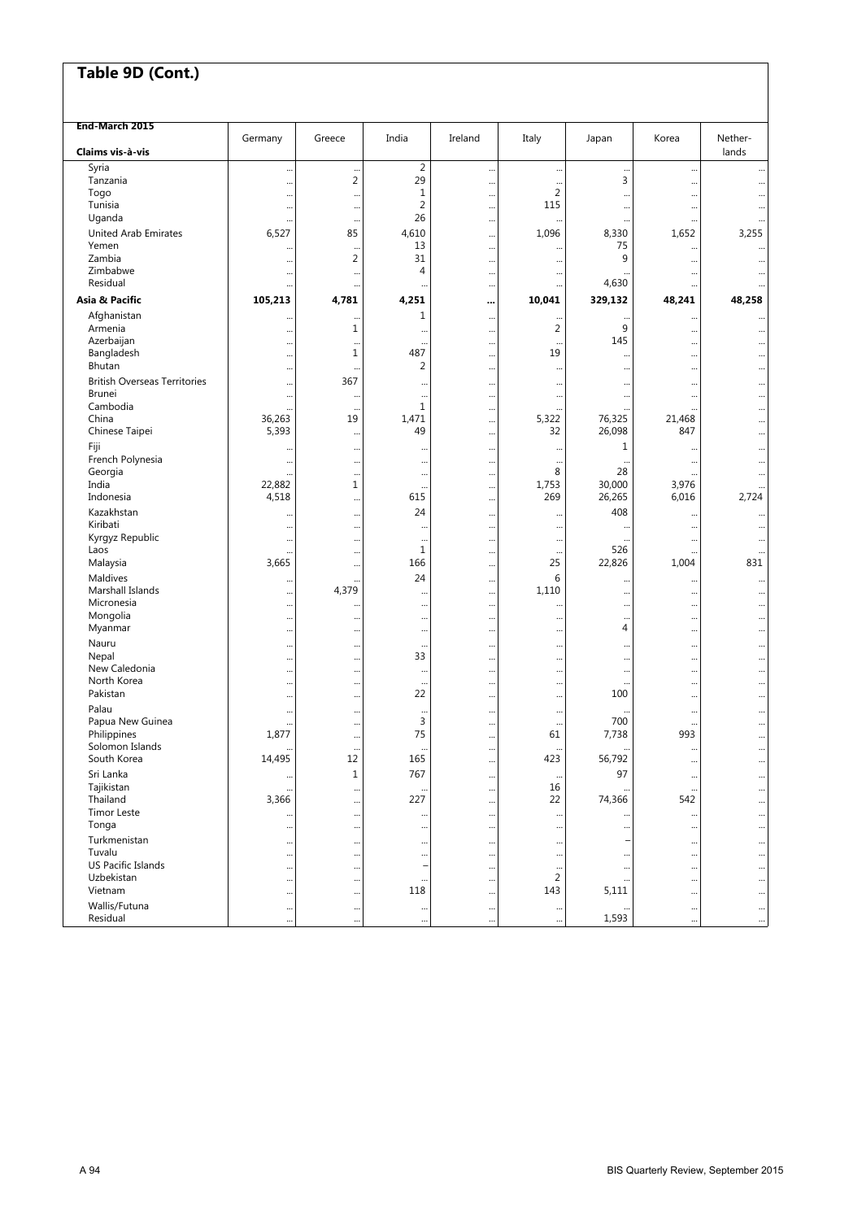## Table 9D (Cont.)

| End-March 2015<br>Claims vis-à-vis | Germany | Greece | India | Ireland | Italy | Japan | Korea | Nether-lands |
|---|---|---|---|---|---|---|---|---|
| Syria | ... | ... | 2 | ... | ... | ... | ... | ... |
| Tanzania | ... | 2 | 29 | ... | ... | 3 | ... | ... |
| Togo | ... | ... | 1 | ... | 2 | ... | ... | ... |
| Tunisia | ... | ... | 2 | ... | 115 | ... | ... | ... |
| Uganda | ... | ... | 26 | ... | ... | ... | ... | ... |
| United Arab Emirates | 6,527 | 85 | 4,610 | ... | 1,096 | 8,330 | 1,652 | 3,255 |
| Yemen | ... | ... | 13 | ... | ... | 75 | ... | ... |
| Zambia | ... | 2 | 31 | ... | ... | 9 | ... | ... |
| Zimbabwe | ... | ... | 4 | ... | ... | ... | ... | ... |
| Residual | ... | ... | ... | ... | ... | 4,630 | ... | ... |
| **Asia & Pacific** | **105,213** | **4,781** | **4,251** | **...** | **10,041** | **329,132** | **48,241** | **48,258** |
| Afghanistan | ... | ... | 1 | ... | ... | ... | ... | ... |
| Armenia | ... | 1 | ... | ... | 2 | 9 | ... | ... |
| Azerbaijan | ... | ... | ... | ... | ... | 145 | ... | ... |
| Bangladesh | ... | 1 | 487 | ... | 19 | ... | ... | ... |
| Bhutan | ... | ... | 2 | ... | ... | ... | ... | ... |
| British Overseas Territories | ... | 367 | ... | ... | ... | ... | ... | ... |
| Brunei | ... | ... | ... | ... | ... | ... | ... | ... |
| Cambodia | ... | ... | 1 | ... | ... | ... | ... | ... |
| China | 36,263 | 19 | 1,471 | ... | 5,322 | 76,325 | 21,468 | ... |
| Chinese Taipei | 5,393 | ... | 49 | ... | 32 | 26,098 | 847 | ... |
| Fiji | ... | ... | ... | ... | ... | 1 | ... | ... |
| French Polynesia | ... | ... | ... | ... | ... | ... | ... | ... |
| Georgia | ... | ... | ... | ... | 8 | 28 | ... | ... |
| India | 22,882 | 1 | ... | ... | 1,753 | 30,000 | 3,976 | ... |
| Indonesia | 4,518 | ... | 615 | ... | 269 | 26,265 | 6,016 | 2,724 |
| Kazakhstan | ... | ... | 24 | ... | ... | 408 | ... | ... |
| Kiribati | ... | ... | ... | ... | ... | ... | ... | ... |
| Kyrgyz Republic | ... | ... | ... | ... | ... | ... | ... | ... |
| Laos | ... | ... | 1 | ... | ... | 526 | ... | ... |
| Malaysia | 3,665 | ... | 166 | ... | 25 | 22,826 | 1,004 | 831 |
| Maldives | ... | ... | 24 | ... | 6 | ... | ... | ... |
| Marshall Islands | ... | 4,379 | ... | ... | 1,110 | ... | ... | ... |
| Micronesia | ... | ... | ... | ... | ... | ... | ... | ... |
| Mongolia | ... | ... | ... | ... | ... | ... | ... | ... |
| Myanmar | ... | ... | ... | ... | ... | 4 | ... | ... |
| Nauru | ... | ... | ... | ... | ... | ... | ... | ... |
| Nepal | ... | ... | 33 | ... | ... | ... | ... | ... |
| New Caledonia | ... | ... | ... | ... | ... | ... | ... | ... |
| North Korea | ... | ... | ... | ... | ... | ... | ... | ... |
| Pakistan | ... | ... | 22 | ... | ... | 100 | ... | ... |
| Palau | ... | ... | ... | ... | ... | ... | ... | ... |
| Papua New Guinea | ... | ... | 3 | ... | ... | 700 | ... | ... |
| Philippines | 1,877 | ... | 75 | ... | 61 | 7,738 | 993 | ... |
| Solomon Islands | ... | ... | ... | ... | ... | ... | ... | ... |
| South Korea | 14,495 | 12 | 165 | ... | 423 | 56,792 | ... | ... |
| Sri Lanka | ... | 1 | 767 | ... | ... | 97 | ... | ... |
| Tajikistan | ... | ... | ... | ... | 16 | ... | ... | ... |
| Thailand | 3,366 | ... | 227 | ... | 22 | 74,366 | 542 | ... |
| Timor Leste | ... | ... | ... | ... | ... | ... | ... | ... |
| Tonga | ... | ... | ... | ... | ... | ... | ... | ... |
| Turkmenistan | ... | ... | ... | ... | ... | – | ... | ... |
| Tuvalu | ... | ... | ... | ... | ... | ... | ... | ... |
| US Pacific Islands | ... | ... | – | ... | ... | ... | ... | ... |
| Uzbekistan | ... | ... | ... | ... | 2 | ... | ... | ... |
| Vietnam | ... | ... | 118 | ... | 143 | 5,111 | ... | ... |
| Wallis/Futuna | ... | ... | ... | ... | ... | ... | ... | ... |
| Residual | ... | ... | ... | ... | ... | 1,593 | ... | ... |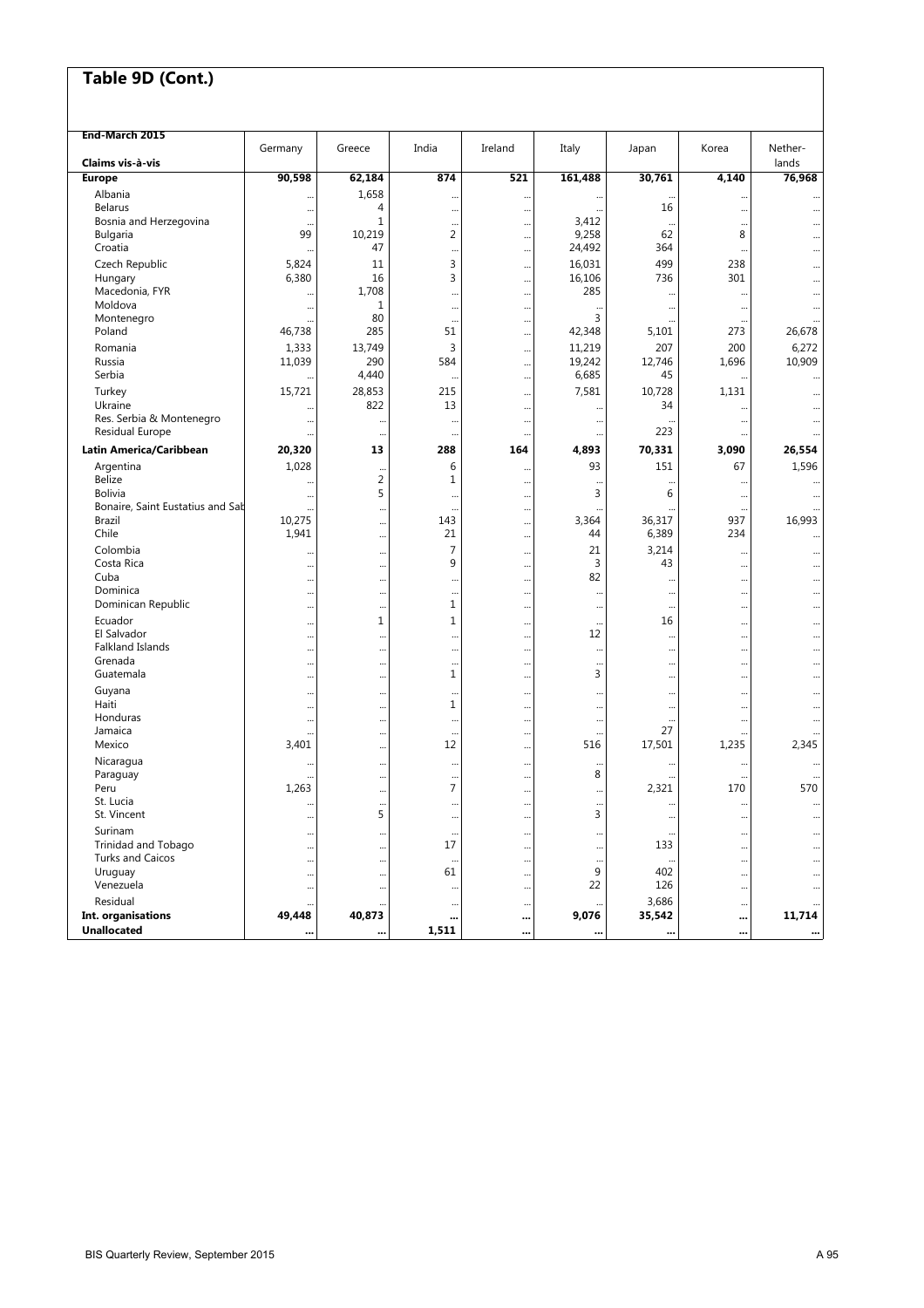## Table 9D (Cont.)

| End-March 2015<br>Claims vis-à-vis | Germany | Greece | India | Ireland | Italy | Japan | Korea | Nether-lands |
|---|---|---|---|---|---|---|---|---|
| **Europe** | **90,598** | **62,184** | **874** | **521** | **161,488** | **30,761** | **4,140** | **76,968** |
| Albania | ... | 1,658 | ... | ... | ... | ... | ... | ... |
| Belarus | ... | 4 | ... | ... | ... | 16 | ... | ... |
| Bosnia and Herzegovina | ... | 1 | ... | ... | 3,412 | ... | ... | ... |
| Bulgaria | 99 | 10,219 | 2 | ... | 9,258 | 62 | 8 | ... |
| Croatia | ... | 47 | ... | ... | 24,492 | 364 | ... | ... |
| Czech Republic | 5,824 | 11 | 3 | ... | 16,031 | 499 | 238 | ... |
| Hungary | 6,380 | 16 | 3 | ... | 16,106 | 736 | 301 | ... |
| Macedonia, FYR | ... | 1,708 | ... | ... | 285 | ... | ... | ... |
| Moldova | ... | 1 | ... | ... | ... | ... | ... | ... |
| Montenegro | ... | 80 | ... | ... | 3 | ... | ... | ... |
| Poland | 46,738 | 285 | 51 | ... | 42,348 | 5,101 | 273 | 26,678 |
| Romania | 1,333 | 13,749 | 3 | ... | 11,219 | 207 | 200 | 6,272 |
| Russia | 11,039 | 290 | 584 | ... | 19,242 | 12,746 | 1,696 | 10,909 |
| Serbia | ... | 4,440 | ... | ... | 6,685 | 45 | ... | ... |
| Turkey | 15,721 | 28,853 | 215 | ... | 7,581 | 10,728 | 1,131 | ... |
| Ukraine | ... | 822 | 13 | ... | ... | 34 | ... | ... |
| Res. Serbia & Montenegro | ... | ... | ... | ... | ... | ... | ... | ... |
| Residual Europe | ... | ... | ... | ... | ... | 223 | ... | ... |
| **Latin America/Caribbean** | **20,320** | **13** | **288** | **164** | **4,893** | **70,331** | **3,090** | **26,554** |
| Argentina | 1,028 | ... | 6 | ... | 93 | 151 | 67 | 1,596 |
| Belize | ... | 2 | 1 | ... | ... | ... | ... | ... |
| Bolivia | ... | 5 | ... | ... | 3 | 6 | ... | ... |
| Bonaire, Saint Eustatius and Sab | ... | ... | ... | ... | ... | ... | ... | ... |
| Brazil | 10,275 | ... | 143 | ... | 3,364 | 36,317 | 937 | 16,993 |
| Chile | 1,941 | ... | 21 | ... | 44 | 6,389 | 234 | ... |
| Colombia | ... | ... | 7 | ... | 21 | 3,214 | ... | ... |
| Costa Rica | ... | ... | 9 | ... | 3 | 43 | ... | ... |
| Cuba | ... | ... | ... | ... | 82 | ... | ... | ... |
| Dominica | ... | ... | ... | ... | ... | ... | ... | ... |
| Dominican Republic | ... | ... | 1 | ... | ... | ... | ... | ... |
| Ecuador | ... | 1 | 1 | ... | ... | 16 | ... | ... |
| El Salvador | ... | ... | ... | ... | 12 | ... | ... | ... |
| Falkland Islands | ... | ... | ... | ... | ... | ... | ... | ... |
| Grenada | ... | ... | ... | ... | ... | ... | ... | ... |
| Guatemala | ... | ... | 1 | ... | 3 | ... | ... | ... |
| Guyana | ... | ... | ... | ... | ... | ... | ... | ... |
| Haiti | ... | ... | 1 | ... | ... | ... | ... | ... |
| Honduras | ... | ... | ... | ... | ... | ... | ... | ... |
| Jamaica | ... | ... | ... | ... | ... | 27 | ... | ... |
| Mexico | 3,401 | ... | 12 | ... | 516 | 17,501 | 1,235 | 2,345 |
| Nicaragua | ... | ... | ... | ... | ... | ... | ... | ... |
| Paraguay | ... | ... | ... | ... | 8 | ... | ... | ... |
| Peru | 1,263 | ... | 7 | ... | ... | 2,321 | 170 | 570 |
| St. Lucia | ... | ... | ... | ... | ... | ... | ... | ... |
| St. Vincent | ... | 5 | ... | ... | 3 | ... | ... | ... |
| Surinam | ... | ... | ... | ... | ... | ... | ... | ... |
| Trinidad and Tobago | ... | ... | 17 | ... | ... | 133 | ... | ... |
| Turks and Caicos | ... | ... | ... | ... | ... | ... | ... | ... |
| Uruguay | ... | ... | 61 | ... | 9 | 402 | ... | ... |
| Venezuela | ... | ... | ... | ... | 22 | 126 | ... | ... |
| Residual | ... | ... | ... | ... | ... | 3,686 | ... | ... |
| **Int. organisations** | **49,448** | **40,873** | **...** | **...** | **9,076** | **35,542** | **...** | **11,714** |
| **Unallocated** | **...** | **...** | **1,511** | **...** | **...** | **...** | **...** | **...** |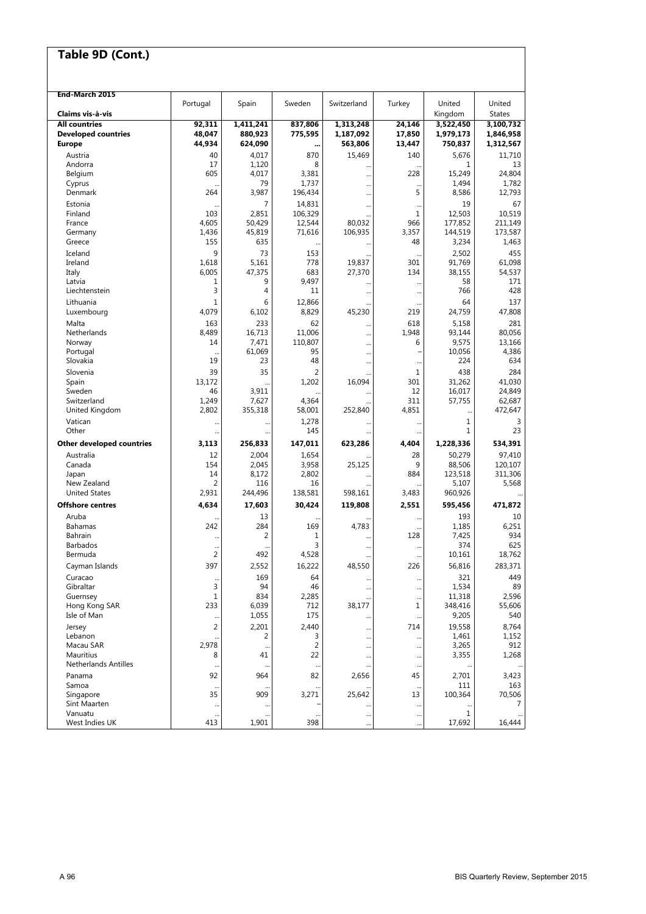## Table 9D (Cont.)

| End-March 2015<br>Claims vis-à-vis | Portugal | Spain | Sweden | Switzerland | Turkey | United Kingdom | United States |
|---|---|---|---|---|---|---|---|
| **All countries** | **92,311** | **1,411,241** | **837,806** | **1,313,248** | **24,146** | **3,522,450** | **3,100,732** |
| **Developed countries** | **48,047** | **880,923** | **775,595** | **1,187,092** | **17,850** | **1,979,173** | **1,846,958** |
| **Europe** | **44,934** | **624,090** | **...** | **563,806** | **13,447** | **750,837** | **1,312,567** |
| Austria | 40 | 4,017 | 870 | 15,469 | 140 | 5,676 | 11,710 |
| Andorra | 17 | 1,120 | 8 | ... | ... | 1 | 13 |
| Belgium | 605 | 4,017 | 3,381 | ... | 228 | 15,249 | 24,804 |
| Cyprus | ... | 79 | 1,737 | ... | ... | 1,494 | 1,782 |
| Denmark | 264 | 3,987 | 196,434 | ... | 5 | 8,586 | 12,793 |
| Estonia | ... | 7 | 14,831 | ... | ... | 19 | 67 |
| Finland | 103 | 2,851 | 106,329 | ... | 1 | 12,503 | 10,519 |
| France | 4,605 | 50,429 | 12,544 | 80,032 | 966 | 177,852 | 211,149 |
| Germany | 1,436 | 45,819 | 71,616 | 106,935 | 3,357 | 144,519 | 173,587 |
| Greece | 155 | 635 | ... | ... | 48 | 3,234 | 1,463 |
| Iceland | 9 | 73 | 153 | ... | ... | 2,502 | 455 |
| Ireland | 1,618 | 5,161 | 778 | 19,837 | 301 | 91,769 | 61,098 |
| Italy | 6,005 | 47,375 | 683 | 27,370 | 134 | 38,155 | 54,537 |
| Latvia | 1 | 9 | 9,497 | ... | ... | 58 | 171 |
| Liechtenstein | 3 | 4 | 11 | ... | ... | 766 | 428 |
| Lithuania | 1 | 6 | 12,866 | ... | ... | 64 | 137 |
| Luxembourg | 4,079 | 6,102 | 8,829 | 45,230 | 219 | 24,759 | 47,808 |
| Malta | 163 | 233 | 62 | ... | 618 | 5,158 | 281 |
| Netherlands | 8,489 | 16,713 | 11,006 | ... | 1,948 | 93,144 | 80,056 |
| Norway | 14 | 7,471 | 110,807 | ... | 6 | 9,575 | 13,166 |
| Portugal | ... | 61,069 | 95 | ... | – | 10,056 | 4,386 |
| Slovakia | 19 | 23 | 48 | ... | ... | 224 | 634 |
| Slovenia | 39 | 35 | 2 | ... | 1 | 438 | 284 |
| Spain | 13,172 | ... | 1,202 | 16,094 | 301 | 31,262 | 41,030 |
| Sweden | 46 | 3,911 | ... | ... | 12 | 16,017 | 24,849 |
| Switzerland | 1,249 | 7,627 | 4,364 | ... | 311 | 57,755 | 62,687 |
| United Kingdom | 2,802 | 355,318 | 58,001 | 252,840 | 4,851 | ... | 472,647 |
| Vatican | ... | ... | 1,278 | ... | ... | 1 | 3 |
| Other | ... | ... | 145 | ... | ... | 1 | 23 |
| **Other developed countries** | **3,113** | **256,833** | **147,011** | **623,286** | **4,404** | **1,228,336** | **534,391** |
| Australia | 12 | 2,004 | 1,654 | ... | 28 | 50,279 | 97,410 |
| Canada | 154 | 2,045 | 3,958 | 25,125 | 9 | 88,506 | 120,107 |
| Japan | 14 | 8,172 | 2,802 | ... | 884 | 123,518 | 311,306 |
| New Zealand | 2 | 116 | 16 | ... | ... | 5,107 | 5,568 |
| United States | 2,931 | 244,496 | 138,581 | 598,161 | 3,483 | 960,926 | ... |
| **Offshore centres** | **4,634** | **17,603** | **30,424** | **119,808** | **2,551** | **595,456** | **471,872** |
| Aruba | ... | 13 | ... | ... | ... | 193 | 10 |
| Bahamas | 242 | 284 | 169 | 4,783 | ... | 1,185 | 6,251 |
| Bahrain | ... | 2 | 1 | ... | 128 | 7,425 | 934 |
| Barbados | ... | ... | 3 | ... | ... | 374 | 625 |
| Bermuda | 2 | 492 | 4,528 | ... | ... | 10,161 | 18,762 |
| Cayman Islands | 397 | 2,552 | 16,222 | 48,550 | 226 | 56,816 | 283,371 |
| Curacao | ... | 169 | 64 | ... | ... | 321 | 449 |
| Gibraltar | 3 | 94 | 46 | ... | ... | 1,534 | 89 |
| Guernsey | 1 | 834 | 2,285 | ... | ... | 11,318 | 2,596 |
| Hong Kong SAR | 233 | 6,039 | 712 | 38,177 | 1 | 348,416 | 55,606 |
| Isle of Man | ... | 1,055 | 175 | ... | ... | 9,205 | 540 |
| Jersey | 2 | 2,201 | 2,440 | ... | 714 | 19,558 | 8,764 |
| Lebanon | ... | 2 | 3 | ... | ... | 1,461 | 1,152 |
| Macau SAR | 2,978 | ... | 2 | ... | ... | 3,265 | 912 |
| Mauritius | 8 | 41 | 22 | ... | ... | 3,355 | 1,268 |
| Netherlands Antilles | ... | ... | ... | ... | ... | ... | ... |
| Panama | 92 | 964 | 82 | 2,656 | 45 | 2,701 | 3,423 |
| Samoa | ... | ... | ... | ... | ... | 111 | 163 |
| Singapore | 35 | 909 | 3,271 | 25,642 | 13 | 100,364 | 70,506 |
| Sint Maarten | ... | ... | – | ... | ... | ... | 7 |
| Vanuatu | ... | ... | ... | ... | ... | 1 | ... |
| West Indies UK | 413 | 1,901 | 398 | ... | ... | 17,692 | 16,444 |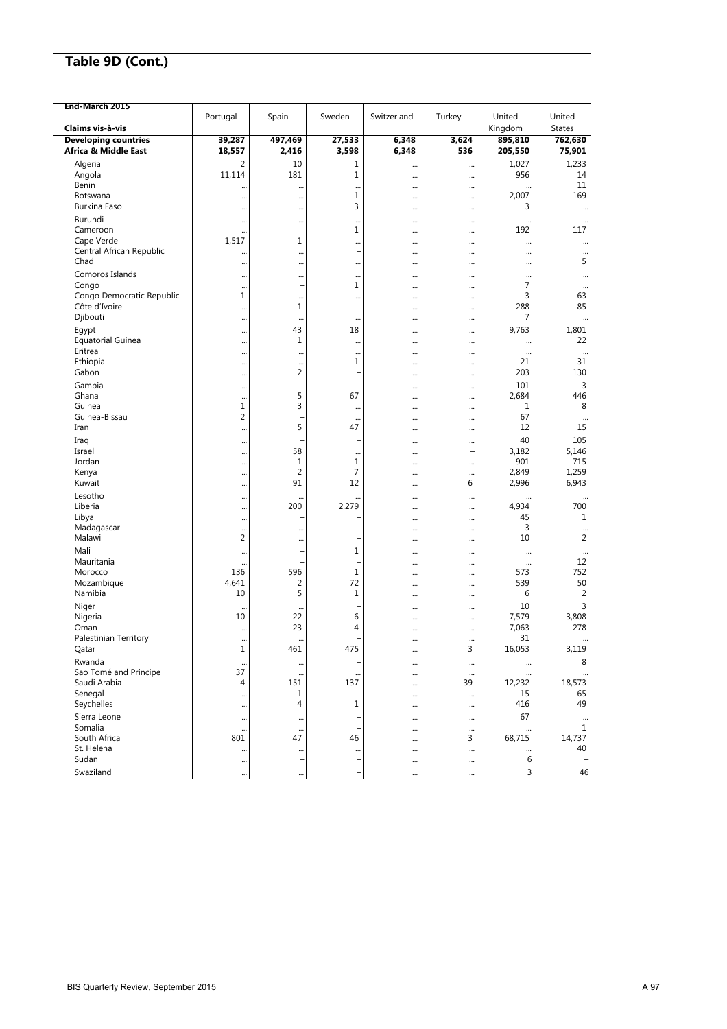## Table 9D (Cont.)

| End-March 2015<br>Claims vis-à-vis | Portugal | Spain | Sweden | Switzerland | Turkey | United Kingdom | United States |
|---|---|---|---|---|---|---|---|
| **Developing countries** | **39,287** | **497,469** | **27,533** | **6,348** | **3,624** | **895,810** | **762,630** |
| **Africa & Middle East** | **18,557** | **2,416** | **3,598** | **6,348** | **536** | **205,550** | **75,901** |
| Algeria | 2 | 10 | 1 | ... | ... | 1,027 | 1,233 |
| Angola | 11,114 | 181 | 1 | ... | ... | 956 | 14 |
| Benin | ... | ... | ... | ... | ... | ... | 11 |
| Botswana | ... | ... | 1 | ... | ... | 2,007 | 169 |
| Burkina Faso | ... | ... | 3 | ... | ... | 3 | ... |
| Burundi | ... | ... | ... | ... | ... | ... | ... |
| Cameroon | ... | – | 1 | ... | ... | 192 | 117 |
| Cape Verde | 1,517 | 1 | ... | ... | ... | ... | ... |
| Central African Republic | ... | ... | – | ... | ... | ... | ... |
| Chad | ... | ... | ... | ... | ... | ... | 5 |
| Comoros Islands | ... | ... | ... | ... | ... | ... | ... |
| Congo | ... | – | 1 | ... | ... | 7 | ... |
| Congo Democratic Republic | 1 | ... | ... | ... | ... | 3 | 63 |
| Côte d'Ivoire | ... | 1 | – | ... | ... | 288 | 85 |
| Djibouti | ... | ... | ... | ... | ... | 7 | ... |
| Egypt | ... | 43 | 18 | ... | ... | 9,763 | 1,801 |
| Equatorial Guinea | ... | 1 | ... | ... | ... | ... | 22 |
| Eritrea | ... | ... | ... | ... | ... | ... | ... |
| Ethiopia | ... | ... | 1 | ... | ... | 21 | 31 |
| Gabon | ... | 2 | – | ... | ... | 203 | 130 |
| Gambia | ... | – | – | ... | ... | 101 | 3 |
| Ghana | ... | 5 | 67 | ... | ... | 2,684 | 446 |
| Guinea | 1 | 3 | ... | ... | ... | 1 | 8 |
| Guinea-Bissau | 2 | – | ... | ... | ... | 67 | ... |
| Iran | ... | 5 | 47 | ... | ... | 12 | 15 |
| Iraq | ... | – | – | ... | ... | 40 | 105 |
| Israel | ... | 58 | ... | ... | – | 3,182 | 5,146 |
| Jordan | ... | 1 | 1 | ... | ... | 901 | 715 |
| Kenya | ... | 2 | 7 | ... | ... | 2,849 | 1,259 |
| Kuwait | ... | 91 | 12 | ... | 6 | 2,996 | 6,943 |
| Lesotho | ... | ... | ... | ... | ... | ... | ... |
| Liberia | ... | 200 | 2,279 | ... | ... | 4,934 | 700 |
| Libya | ... | – | – | ... | ... | 45 | 1 |
| Madagascar | ... | ... | – | ... | ... | 3 | ... |
| Malawi | 2 | ... | – | ... | ... | 10 | 2 |
| Mali | ... | – | 1 | ... | ... | ... | ... |
| Mauritania | ... | – | – | ... | ... | ... | 12 |
| Morocco | 136 | 596 | 1 | ... | ... | 573 | 752 |
| Mozambique | 4,641 | 2 | 72 | ... | ... | 539 | 50 |
| Namibia | 10 | 5 | 1 | ... | ... | 6 | 2 |
| Niger | ... | ... | – | ... | ... | 10 | 3 |
| Nigeria | 10 | 22 | 6 | ... | ... | 7,579 | 3,808 |
| Oman | ... | 23 | 4 | ... | ... | 7,063 | 278 |
| Palestinian Territory | ... | ... | – | ... | ... | 31 | ... |
| Qatar | 1 | 461 | 475 | ... | 3 | 16,053 | 3,119 |
| Rwanda | ... | ... | – | ... | ... | ... | 8 |
| Sao Tomé and Principe | 37 | ... | ... | ... | ... | ... | ... |
| Saudi Arabia | 4 | 151 | 137 | ... | 39 | 12,232 | 18,573 |
| Senegal | ... | 1 | – | ... | ... | 15 | 65 |
| Seychelles | ... | 4 | 1 | ... | ... | 416 | 49 |
| Sierra Leone | ... | ... | – | ... | ... | 67 | ... |
| Somalia | ... | ... | – | ... | ... | ... | 1 |
| South Africa | 801 | 47 | 46 | ... | 3 | 68,715 | 14,737 |
| St. Helena | ... | ... | ... | ... | ... | ... | 40 |
| Sudan | ... | – | – | ... | ... | 6 | – |
| Swaziland | ... | ... | – | ... | ... | 3 | 46 |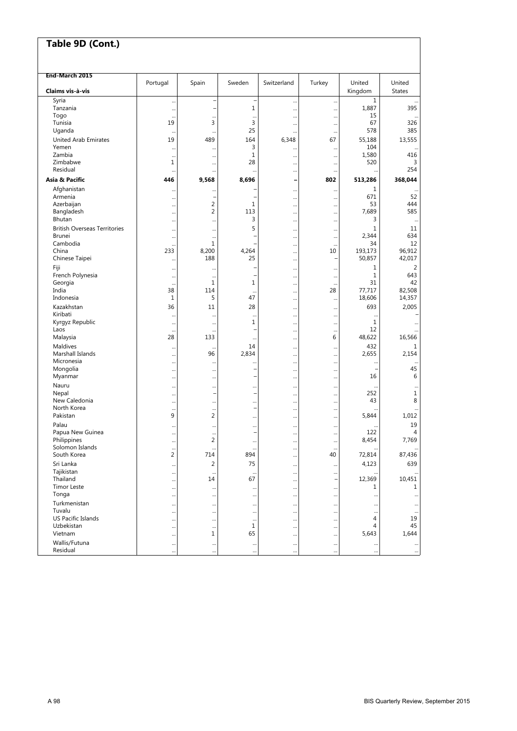## Table 9D (Cont.)

| End-March 2015<br>Claims vis-à-vis | Portugal | Spain | Sweden | Switzerland | Turkey | United Kingdom | United States |
|---|---|---|---|---|---|---|---|
| Syria | … | – | – | … | … | 1 | … |
| Tanzania | … | – | 1 | … | … | 1,887 | 395 |
| Togo | … | … | … | … | … | 15 | … |
| Tunisia | 19 | 3 | 3 | … | … | 67 | 326 |
| Uganda | … | … | 25 | … | … | 578 | 385 |
| United Arab Emirates | 19 | 489 | 164 | 6,348 | 67 | 55,188 | 13,555 |
| Yemen | … | … | 3 | … | … | 104 | … |
| Zambia | … | … | 1 | … | … | 1,580 | 416 |
| Zimbabwe | 1 | … | 28 | … | … | 520 | 3 |
| Residual | … | … | … | … | … | … | 254 |
| **Asia & Pacific** | **446** | **9,568** | **8,696** | **–** | **802** | **513,286** | **368,044** |
| Afghanistan | … | … | – | … | … | 1 | … |
| Armenia | … | – | – | … | … | 671 | 52 |
| Azerbaijan | … | 2 | 1 | … | … | 53 | 444 |
| Bangladesh | … | 2 | 113 | … | … | 7,689 | 585 |
| Bhutan | … | … | 3 | … | … | 3 | … |
| British Overseas Territories | … | … | 5 | … | … | 1 | 11 |
| Brunei | … | … | – | … | … | 2,344 | 634 |
| Cambodia | … | 1 | – | … | … | 34 | 12 |
| China | 233 | 8,200 | 4,264 | … | 10 | 193,173 | 96,912 |
| Chinese Taipei | … | 188 | 25 | … | – | 50,857 | 42,017 |
| Fiji | … | … | – | … | … | 1 | 2 |
| French Polynesia | … | … | – | … | … | 1 | 643 |
| Georgia | … | 1 | 1 | … | … | 31 | 42 |
| India | 38 | 114 | … | … | 28 | 77,717 | 82,508 |
| Indonesia | 1 | 5 | 47 | … | … | 18,606 | 14,357 |
| Kazakhstan | 36 | 11 | 28 | … | … | 693 | 2,005 |
| Kiribati | … | … | … | … | … | … | – |
| Kyrgyz Republic | … | … | 1 | … | … | 1 | … |
| Laos | … | … | – | … | … | 12 | … |
| Malaysia | 28 | 133 | … | … | 6 | 48,622 | 16,566 |
| Maldives | … | … | 14 | … | … | 432 | 1 |
| Marshall Islands | … | 96 | 2,834 | … | … | 2,655 | 2,154 |
| Micronesia | … | … | … | … | … | … | … |
| Mongolia | … | … | – | … | … | – | 45 |
| Myanmar | … | … | – | … | … | 16 | 6 |
| Nauru | … | … | … | … | … | … | … |
| Nepal | … | – | – | … | … | 252 | 1 |
| New Caledonia | … | … | … | … | … | 43 | 8 |
| North Korea | … | … | – | … | … | … | … |
| Pakistan | 9 | 2 | … | … | … | 5,844 | 1,012 |
| Palau | … | … | … | … | … | … | 19 |
| Papua New Guinea | … | … | – | … | … | 122 | 4 |
| Philippines | … | 2 | … | … | … | 8,454 | 7,769 |
| Solomon Islands | … | … | … | … | … | … | … |
| South Korea | 2 | 714 | 894 | … | 40 | 72,814 | 87,436 |
| Sri Lanka | … | 2 | 75 | … | … | 4,123 | 639 |
| Tajikistan | … | … | … | … | … | … | … |
| Thailand | … | 14 | 67 | … | – | 12,369 | 10,451 |
| Timor Leste | … | … | … | … | … | 1 | 1 |
| Tonga | … | … | … | … | … | … | … |
| Turkmenistan | … | … | … | … | … | … | … |
| Tuvalu | … | … | … | … | … | … | … |
| US Pacific Islands | … | … | … | … | … | 4 | 19 |
| Uzbekistan | … | … | 1 | … | … | 4 | 45 |
| Vietnam | … | 1 | 65 | … | … | 5,643 | 1,644 |
| Wallis/Futuna | … | … | … | … | … | … | … |
| Residual | … | … | … | … | … | … | … |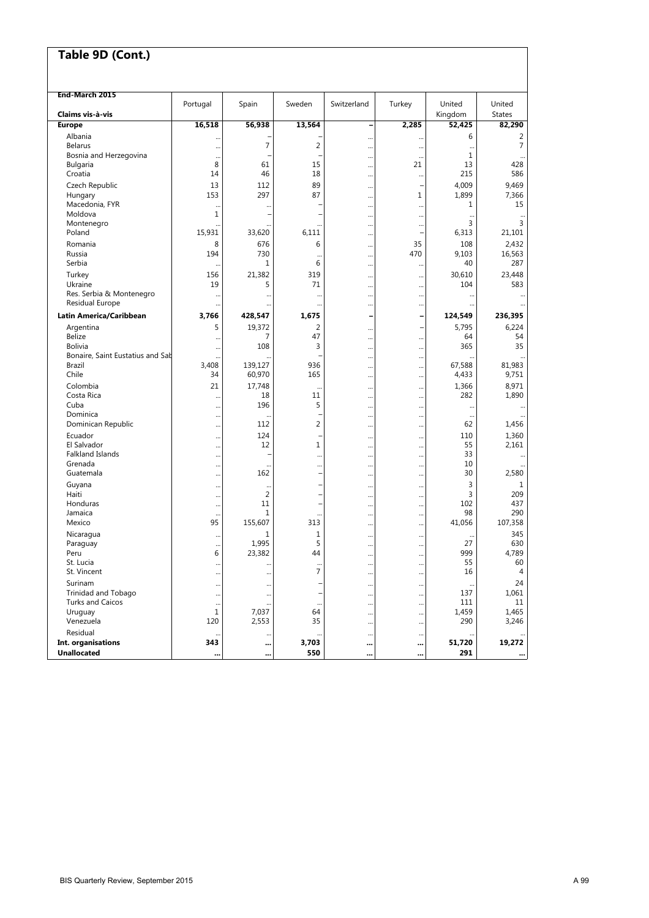## Table 9D (Cont.)

| End-March 2015<br>Claims vis-à-vis | Portugal | Spain | Sweden | Switzerland | Turkey | United Kingdom | United States |
|---|---|---|---|---|---|---|---|
| **Europe** | **16,518** | **56,938** | **13,564** | **–** | **2,285** | **52,425** | **82,290** |
| Albania | ... | – | – | ... | ... | 6 | 2 |
| Belarus | ... | 7 | 2 | ... | ... | ... | 7 |
| Bosnia and Herzegovina | ... | – | – | ... | ... | 1 | ... |
| Bulgaria | 8 | 61 | 15 | ... | 21 | 13 | 428 |
| Croatia | 14 | 46 | 18 | ... | ... | 215 | 586 |
| Czech Republic | 13 | 112 | 89 | ... | – | 4,009 | 9,469 |
| Hungary | 153 | 297 | 87 | ... | 1 | 1,899 | 7,366 |
| Macedonia, FYR | ... | ... | – | ... | ... | 1 | 15 |
| Moldova | 1 | – | – | ... | ... | ... | ... |
| Montenegro | ... | ... | ... | ... | ... | 3 | 3 |
| Poland | 15,931 | 33,620 | 6,111 | ... | – | 6,313 | 21,101 |
| Romania | 8 | 676 | 6 | ... | 35 | 108 | 2,432 |
| Russia | 194 | 730 | ... | ... | 470 | 9,103 | 16,563 |
| Serbia | ... | 1 | 6 | ... | ... | 40 | 287 |
| Turkey | 156 | 21,382 | 319 | ... | ... | 30,610 | 23,448 |
| Ukraine | 19 | 5 | 71 | ... | ... | 104 | 583 |
| Res. Serbia & Montenegro | ... | ... | ... | ... | ... | ... | ... |
| Residual Europe | ... | ... | ... | ... | ... | ... | ... |
| **Latin America/Caribbean** | **3,766** | **428,547** | **1,675** | **–** | **–** | **124,549** | **236,395** |
| Argentina | 5 | 19,372 | 2 | ... | – | 5,795 | 6,224 |
| Belize | ... | 7 | 47 | ... | ... | 64 | 54 |
| Bolivia | ... | 108 | 3 | ... | ... | 365 | 35 |
| Bonaire, Saint Eustatius and Sab | ... | ... | – | ... | ... | ... | ... |
| Brazil | 3,408 | 139,127 | 936 | ... | ... | 67,588 | 81,983 |
| Chile | 34 | 60,970 | 165 | ... | ... | 4,433 | 9,751 |
| Colombia | 21 | 17,748 | ... | ... | ... | 1,366 | 8,971 |
| Costa Rica | ... | 18 | 11 | ... | ... | 282 | 1,890 |
| Cuba | ... | 196 | 5 | ... | ... | ... | ... |
| Dominica | ... | ... | – | ... | ... | ... | ... |
| Dominican Republic | ... | 112 | 2 | ... | ... | 62 | 1,456 |
| Ecuador | ... | 124 | – | ... | ... | 110 | 1,360 |
| El Salvador | ... | 12 | 1 | ... | ... | 55 | 2,161 |
| Falkland Islands | ... | – | ... | ... | ... | 33 | ... |
| Grenada | ... | ... | ... | ... | ... | 10 | ... |
| Guatemala | ... | 162 | – | ... | ... | 30 | 2,580 |
| Guyana | ... | ... | – | ... | ... | 3 | 1 |
| Haiti | ... | 2 | – | ... | ... | 3 | 209 |
| Honduras | ... | 11 | – | ... | ... | 102 | 437 |
| Jamaica | ... | 1 | ... | ... | ... | 98 | 290 |
| Mexico | 95 | 155,607 | 313 | ... | ... | 41,056 | 107,358 |
| Nicaragua | ... | 1 | 1 | ... | ... | ... | 345 |
| Paraguay | ... | 1,995 | 5 | ... | ... | 27 | 630 |
| Peru | 6 | 23,382 | 44 | ... | ... | 999 | 4,789 |
| St. Lucia | ... | ... | ... | ... | ... | 55 | 60 |
| St. Vincent | ... | ... | 7 | ... | ... | 16 | 4 |
| Surinam | ... | ... | – | ... | ... | ... | 24 |
| Trinidad and Tobago | ... | ... | – | ... | ... | 137 | 1,061 |
| Turks and Caicos | ... | ... | ... | ... | ... | 111 | 11 |
| Uruguay | 1 | 7,037 | 64 | ... | ... | 1,459 | 1,465 |
| Venezuela | 120 | 2,553 | 35 | ... | ... | 290 | 3,246 |
| Residual | ... | ... | ... | ... | ... | ... | ... |
| **Int. organisations** | **343** | **...** | **3,703** | **...** | **...** | **51,720** | **19,272** |
| **Unallocated** | **...** | **...** | **550** | **...** | **...** | **291** | **...** |